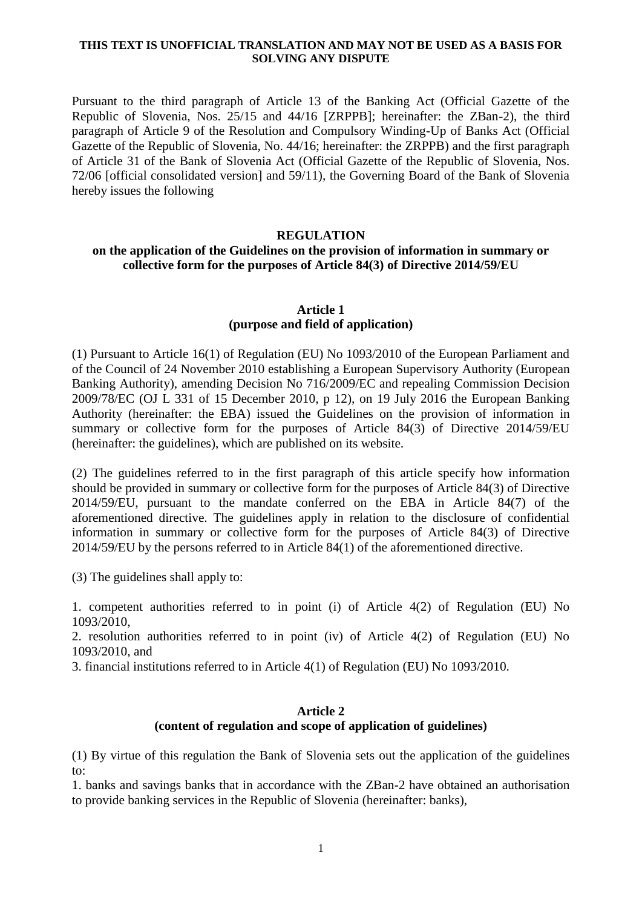**THIS TEXT IS UNOFFICIAL TRANSLATION AND MAY NOT BE USED AS A BASIS FOR SOLVING ANY DISPUTE**

Pursuant to the third paragraph of Article 13 of the Banking Act (Official Gazette of the Republic of Slovenia, Nos. 25/15 and 44/16 [ZRPPB]; hereinafter: the ZBan-2), the third paragraph of Article 9 of the Resolution and Compulsory Winding-Up of Banks Act (Official Gazette of the Republic of Slovenia, No. 44/16; hereinafter: the ZRPPB) and the first paragraph of Article 31 of the Bank of Slovenia Act (Official Gazette of the Republic of Slovenia, Nos. 72/06 [official consolidated version] and 59/11), the Governing Board of the Bank of Slovenia hereby issues the following

# REGULATION
## on the application of the Guidelines on the provision of information in summary or collective form for the purposes of Article 84(3) of Directive 2014/59/EU

### Article 1
### (purpose and field of application)

(1) Pursuant to Article 16(1) of Regulation (EU) No 1093/2010 of the European Parliament and of the Council of 24 November 2010 establishing a European Supervisory Authority (European Banking Authority), amending Decision No 716/2009/EC and repealing Commission Decision 2009/78/EC (OJ L 331 of 15 December 2010, p 12), on 19 July 2016 the European Banking Authority (hereinafter: the EBA) issued the Guidelines on the provision of information in summary or collective form for the purposes of Article 84(3) of Directive 2014/59/EU (hereinafter: the guidelines), which are published on its website.

(2) The guidelines referred to in the first paragraph of this article specify how information should be provided in summary or collective form for the purposes of Article 84(3) of Directive 2014/59/EU, pursuant to the mandate conferred on the EBA in Article 84(7) of the aforementioned directive. The guidelines apply in relation to the disclosure of confidential information in summary or collective form for the purposes of Article 84(3) of Directive 2014/59/EU by the persons referred to in Article 84(1) of the aforementioned directive.

(3) The guidelines shall apply to:

1. competent authorities referred to in point (i) of Article 4(2) of Regulation (EU) No 1093/2010,
2. resolution authorities referred to in point (iv) of Article 4(2) of Regulation (EU) No 1093/2010, and
3. financial institutions referred to in Article 4(1) of Regulation (EU) No 1093/2010.

### Article 2
### (content of regulation and scope of application of guidelines)

(1) By virtue of this regulation the Bank of Slovenia sets out the application of the guidelines to:

1. banks and savings banks that in accordance with the ZBan-2 have obtained an authorisation to provide banking services in the Republic of Slovenia (hereinafter: banks),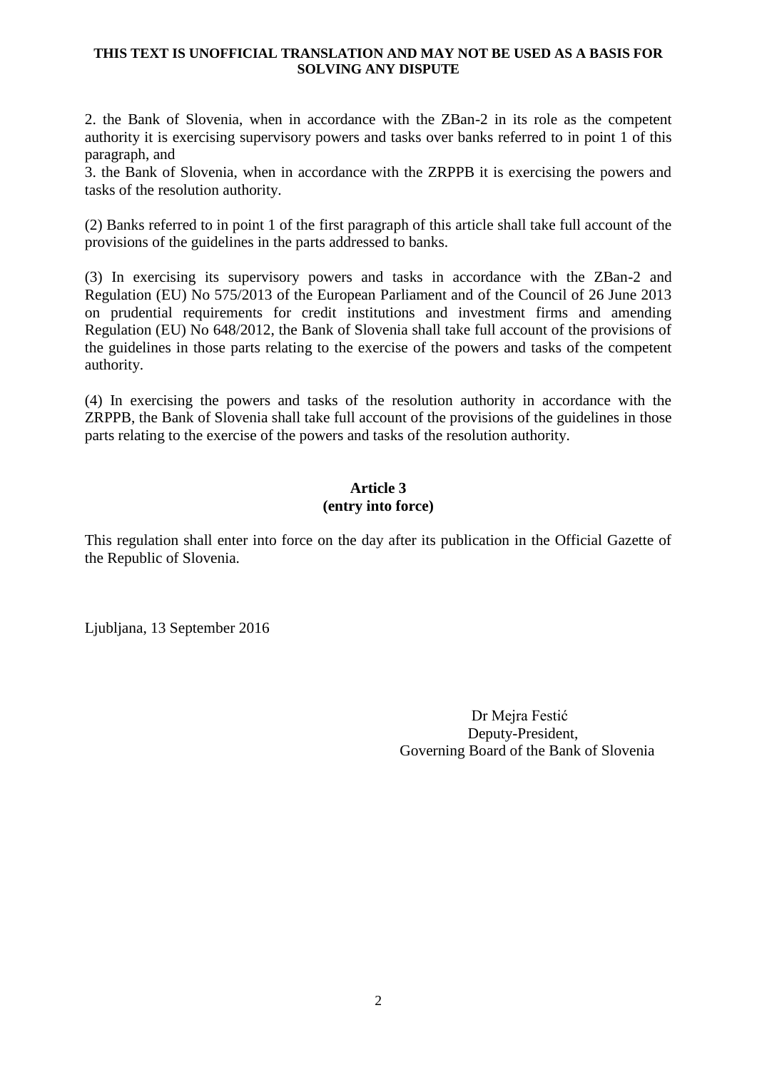2. the Bank of Slovenia, when in accordance with the ZBan-2 in its role as the competent authority it is exercising supervisory powers and tasks over banks referred to in point 1 of this paragraph, and

3. the Bank of Slovenia, when in accordance with the ZRPPB it is exercising the powers and tasks of the resolution authority.

(2) Banks referred to in point 1 of the first paragraph of this article shall take full account of the provisions of the guidelines in the parts addressed to banks.

(3) In exercising its supervisory powers and tasks in accordance with the ZBan-2 and Regulation (EU) No 575/2013 of the European Parliament and of the Council of 26 June 2013 on prudential requirements for credit institutions and investment firms and amending Regulation (EU) No 648/2012, the Bank of Slovenia shall take full account of the provisions of the guidelines in those parts relating to the exercise of the powers and tasks of the competent authority.

(4) In exercising the powers and tasks of the resolution authority in accordance with the ZRPPB, the Bank of Slovenia shall take full account of the provisions of the guidelines in those parts relating to the exercise of the powers and tasks of the resolution authority.

**Article 3**
**(entry into force)**

This regulation shall enter into force on the day after its publication in the Official Gazette of the Republic of Slovenia.

Ljubljana, 13 September 2016

Dr Mejra Festić
Deputy-President,
Governing Board of the Bank of Slovenia